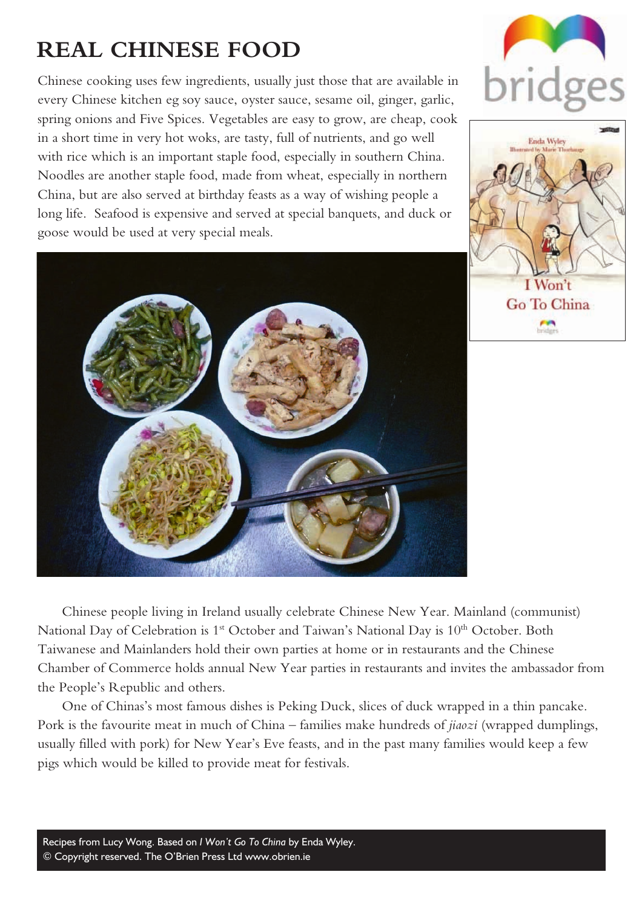# REAL CHINESE FOOD

Chinese cooking uses few ingredients, usually just those that are available in every Chinese kitchen eg soy sauce, oyster sauce, sesame oil, ginger, garlic, spring onions and Five Spices. Vegetables are easy to grow, are cheap, cook in a short time in very hot woks, are tasty, full of nutrients, and go well with rice which is an important staple food, especially in southern China. Noodles are another staple food, made from wheat, especially in northern China, but are also served at birthday feasts as a way of wishing people a long life. Seafood is expensive and served at special banquets, and duck or goose would be used at very special meals.

Chinese people living in Ireland usually celebrate Chinese New Year. Mainland (communist) National Day of Celebration is 1st October and Taiwan's National Day is 10th October. Both Taiwanese and Mainlanders hold their own parties at home or in restaurants and the Chinese Chamber of Commerce holds annual New Year parties in restaurants and invites the ambassador from the People's Republic and others.

One of Chinas's most famous dishes is Peking Duck, slices of duck wrapped in a thin pancake. Pork is the favourite meat in much of China – families make hundreds of *jiaozi* (wrapped dumplings, usually filled with pork) for New Year's Eve feasts, and in the past many families would keep a few pigs which would be killed to provide meat for festivals.

Recipes from Lucy Wong. Based on *I Won't Go To China* by Enda Wyley.
© Copyright reserved. The O'Brien Press Ltd www.obrien.ie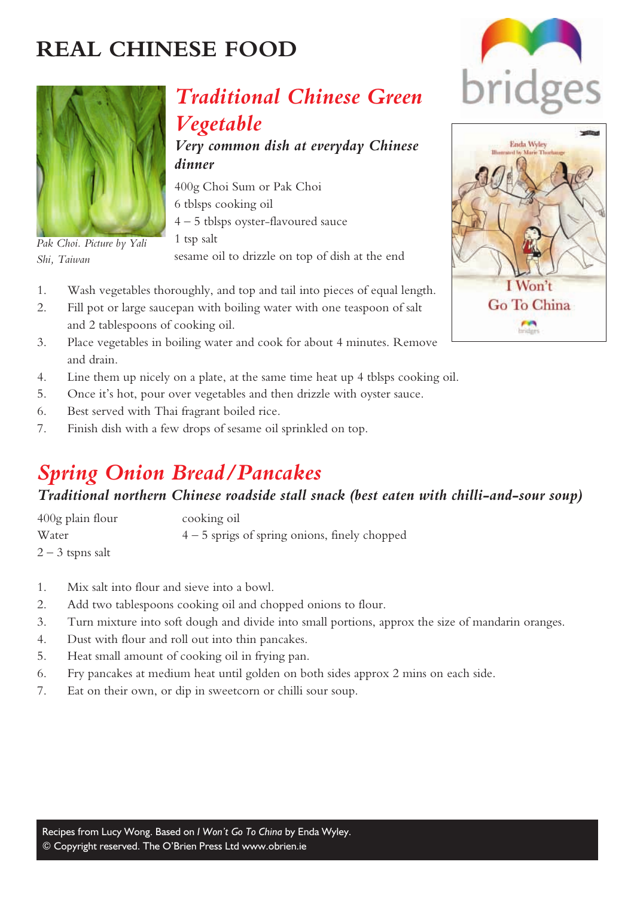# REAL CHINESE FOOD

## Traditional Chinese Green Vegetable

### *Very common dish at everyday Chinese dinner*

*Pak Choi. Picture by Yali Shi, Taiwan*

400g Choi Sum or Pak Choi
6 tblsps cooking oil
4 – 5 tblsps oyster-flavoured sauce
1 tsp salt
sesame oil to drizzle on top of dish at the end

1. Wash vegetables thoroughly, and top and tail into pieces of equal length.
2. Fill pot or large saucepan with boiling water with one teaspoon of salt and 2 tablespoons of cooking oil.
3. Place vegetables in boiling water and cook for about 4 minutes. Remove and drain.
4. Line them up nicely on a plate, at the same time heat up 4 tblsps cooking oil.
5. Once it's hot, pour over vegetables and then drizzle with oyster sauce.
6. Best served with Thai fragrant boiled rice.
7. Finish dish with a few drops of sesame oil sprinkled on top.

## Spring Onion Bread/Pancakes

### *Traditional northern Chinese roadside stall snack (best eaten with chilli-and-sour soup)*

400g plain flour
Water
2 – 3 tspns salt
cooking oil
4 – 5 sprigs of spring onions, finely chopped

1. Mix salt into flour and sieve into a bowl.
2. Add two tablespoons cooking oil and chopped onions to flour.
3. Turn mixture into soft dough and divide into small portions, approx the size of mandarin oranges.
4. Dust with flour and roll out into thin pancakes.
5. Heat small amount of cooking oil in frying pan.
6. Fry pancakes at medium heat until golden on both sides approx 2 mins on each side.
7. Eat on their own, or dip in sweetcorn or chilli sour soup.

Recipes from Lucy Wong. Based on *I Won't Go To China* by Enda Wyley.
© Copyright reserved. The O'Brien Press Ltd www.obrien.ie